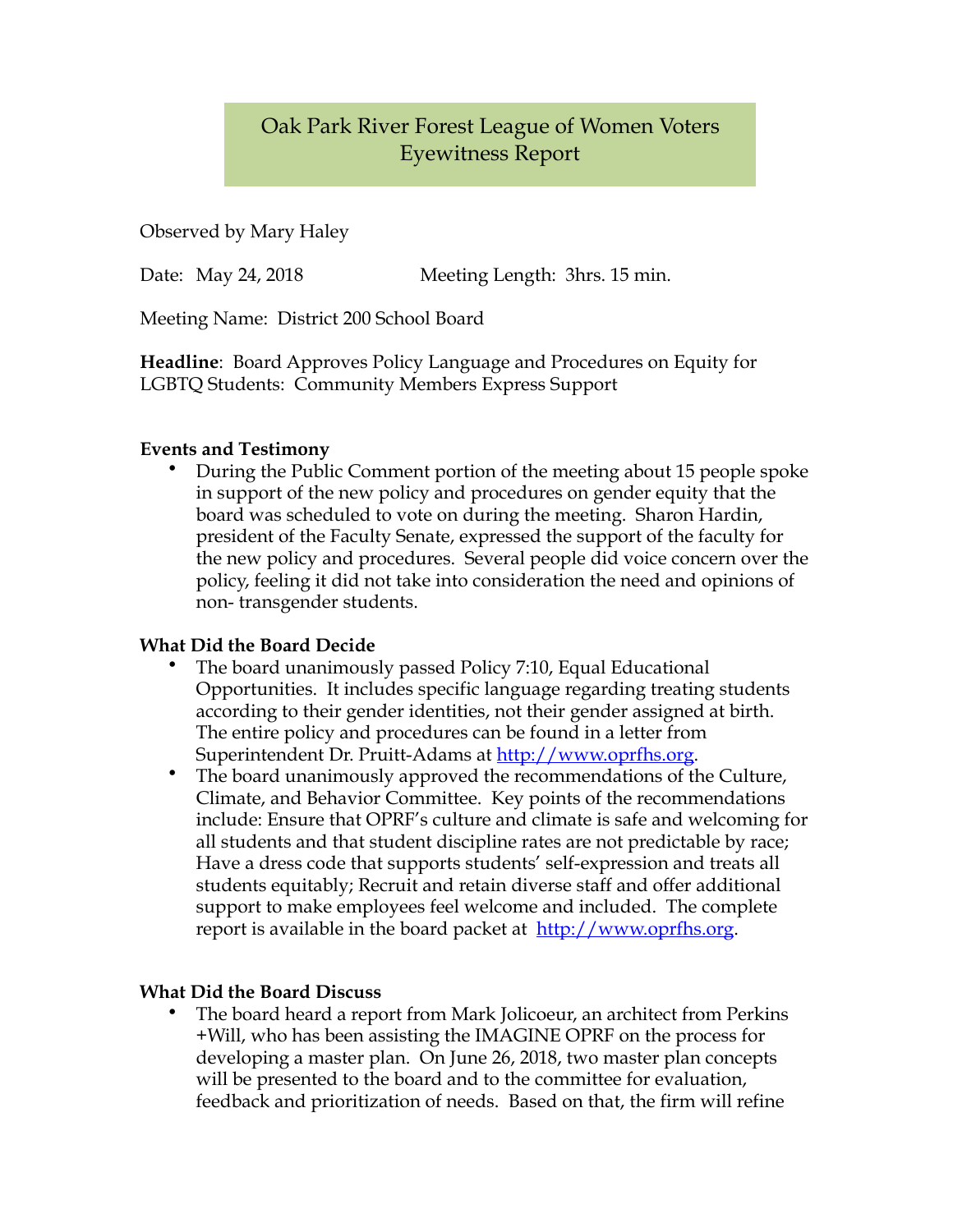# Oak Park River Forest League of Women Voters
# Eyewitness Report

Observed by Mary Haley

Date: May 24, 2018 Meeting Length: 3hrs. 15 min.

Meeting Name: District 200 School Board

**Headline**: Board Approves Policy Language and Procedures on Equity for LGBTQ Students: Community Members Express Support

**Events and Testimony**

- During the Public Comment portion of the meeting about 15 people spoke in support of the new policy and procedures on gender equity that the board was scheduled to vote on during the meeting. Sharon Hardin, president of the Faculty Senate, expressed the support of the faculty for the new policy and procedures. Several people did voice concern over the policy, feeling it did not take into consideration the need and opinions of non- transgender students.

**What Did the Board Decide**

- The board unanimously passed Policy 7:10, Equal Educational Opportunities. It includes specific language regarding treating students according to their gender identities, not their gender assigned at birth. The entire policy and procedures can be found in a letter from Superintendent Dr. Pruitt-Adams at http://www.oprfhs.org.
- The board unanimously approved the recommendations of the Culture, Climate, and Behavior Committee. Key points of the recommendations include: Ensure that OPRF's culture and climate is safe and welcoming for all students and that student discipline rates are not predictable by race; Have a dress code that supports students' self-expression and treats all students equitably; Recruit and retain diverse staff and offer additional support to make employees feel welcome and included. The complete report is available in the board packet at http://www.oprfhs.org.

**What Did the Board Discuss**

- The board heard a report from Mark Jolicoeur, an architect from Perkins +Will, who has been assisting the IMAGINE OPRF on the process for developing a master plan. On June 26, 2018, two master plan concepts will be presented to the board and to the committee for evaluation, feedback and prioritization of needs. Based on that, the firm will refine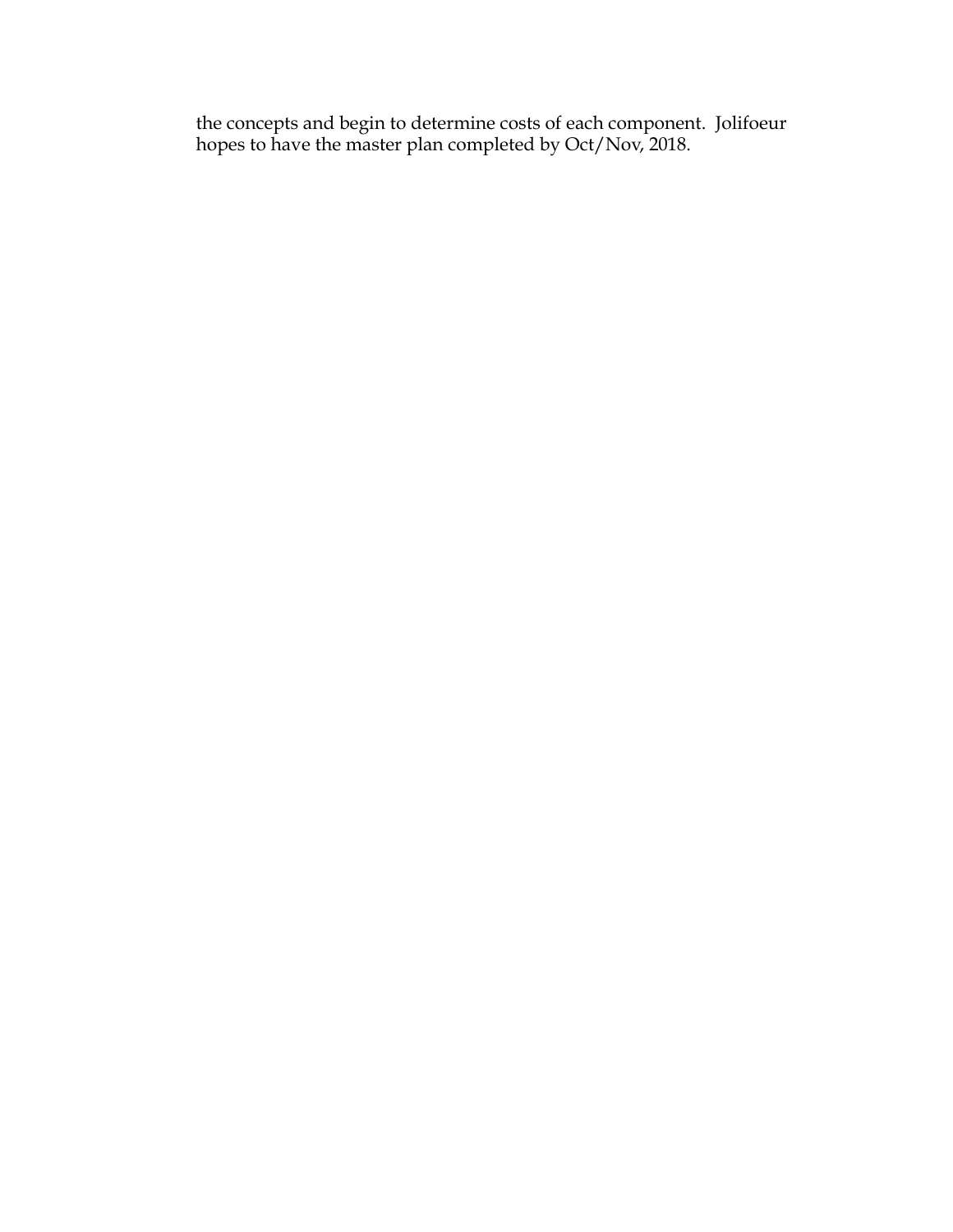the concepts and begin to determine costs of each component. Jolifoeur hopes to have the master plan completed by Oct/Nov, 2018.